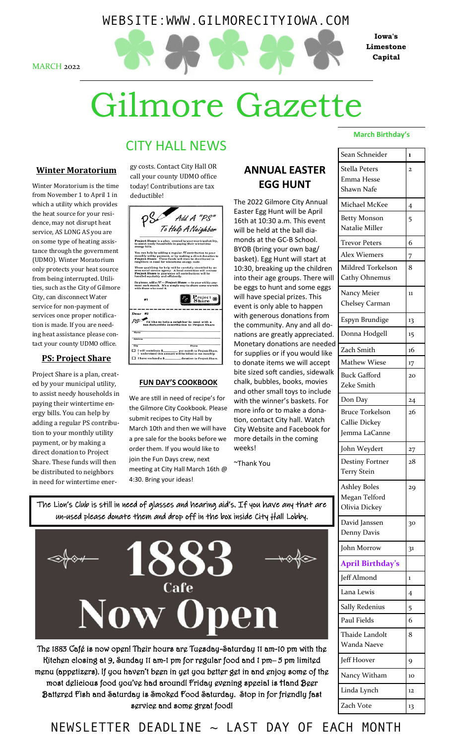WEBSITE:WWW.GILMORECITYIOWA.COM

MARCH 2022

**Iowa's Limestone Capital**

# Gilmore Gazette

## CITY HALL NEWS

### Winter Moratorium

Winter Moratorium is the time from November 1 to April 1 in which a utility which provides the heat source for your residence, may not disrupt heat service, AS LONG AS you are on some type of heating assistance through the government (UDMO). Winter Moratorium only protects your heat source from being interrupted. Utilities, such as the City of Gilmore City, can disconnect Water service for non-payment of services once proper notification is made. If you are needing heat assistance please contact your county UDMO office.

### PS: Project Share

Project Share is a plan, created by your municipal utility, to assist needy households in paying their wintertime energy bills. You can help by adding a regular PS contribution to your monthly utility payment, or by making a direct donation to Project Share. These funds will then be distributed to neighbors in need for wintertime energy costs. Contact City Hall OR call your county UDMO office today! Contributions are tax deductible!

PS Add A "PS" To Help A Neighbor

**Project Share** is a plan, created by your municipal utility, to assist needy households in paying their wintertime energy bills.

You can help by adding a regular PS contribution to your monthly utility payment, or by making a direct donation to **Project Share**. These funds will then be distributed to neighbors in need for wintertime energy costs.

Those qualifying for help will be carefully identified by an area social service agency. A local committee will oversee **Project Share** to guarantee all contributions will be handled equitably and efficiently.

So please, add a PS — **Project Share** — to your utility payment each month. It's a simple way to share some warmth with those who need it.

#1 Project Share

Dear #2

PS I'd like to help a neighbor in need with a tax-deductible contribution to Project Share

Name

Address

City Phone

☐ I will contribute $\_\_\_\_\_\_ per month to Project Share. I understand this amount will be billed to me monthly.

☐ I have enclosed a $\_\_\_\_\_\_ donation to Project Share.

### FUN DAY'S COOKBOOK

We are still in need of recipe's for the Gilmore City Cookbook. Please submit recipes to City Hall by March 10th and then we will have a pre sale for the books before we order them. If you would like to join the Fun Days crew, next meeting at City Hall March 16th @ 4:30. Bring your ideas!

## ANNUAL EASTER EGG HUNT

The 2022 Gilmore City Annual Easter Egg Hunt will be April 16th at 10:30 a.m. This event will be held at the ball diamonds at the GC-B School. BYOB (bring your own bag/basket). Egg Hunt will start at 10:30, breaking up the children into their age groups. There will be eggs to hunt and some eggs will have special prizes. This event is only able to happen with generous donations from the community. Any and all donations are greatly appreciated. Monetary donations are needed for supplies or if you would like to donate items we will accept bite sized soft candies, sidewalk chalk, bubbles, books, movies and other small toys to include with the winner's baskets. For more info or to make a donation, contact City hall. Watch City Website and Facebook for more details in the coming weeks!

~Thank You

The Lion's Club is still in need of glasses and hearing aid's. If you have any that are un-used please donate them and drop off in the box inside City Hall Lobby.

# 1883 Cafe Now Open

The 1883 Café is now open! Their hours are Tuesday-Saturday 11 am-10 pm with the Kitchen closing at 9, Sunday 11 am-1 pm for regular food and 1 pm– 5 pm limited menu (appetizers). If you haven't been in yet you better get in and enjoy some of the most delicious food you've had around! Friday evening special is Hand Beer Battered Fish and Saturday is Smoked Food Saturday. Stop in for friendly fast service and some great food!

**March Birthday's**

| Name | Day |
|---|---|
| Sean Schneider | 1 |
| Stella Peters<br>Emma Hesse<br>Shawn Nafe | 2 |
| Michael McKee | 4 |
| Betty Monson<br>Natalie Miller | 5 |
| Trevor Peters | 6 |
| Alex Wiemers | 7 |
| Mildred Torkelson<br>Cathy Ohnemus | 8 |
| Nancy Meier<br>Chelsey Carman | 11 |
| Espyn Brundige | 13 |
| Donna Hodgell | 15 |
| Zach Smith | 16 |
| Mathew Wiese | 17 |
| Buck Gafford<br>Zeke Smith | 20 |
| Don Day | 24 |
| Bruce Torkelson<br>Callie Dickey<br>Jemma LaCanne | 26 |
| John Weydert | 27 |
| Destiny Fortner<br>Terry Stein | 28 |
| Ashley Boles<br>Megan Telford<br>Olivia Dickey | 29 |
| David Janssen<br>Denny Davis | 30 |
| John Morrow | 31 |
| **April Birthday's** | |
| Jeff Almond | 1 |
| Lana Lewis | 4 |
| Sally Redenius | 5 |
| Paul Fields | 6 |
| Thaide Landolt<br>Wanda Naeve | 8 |
| Jeff Hoover | 9 |
| Nancy Witham | 10 |
| Linda Lynch | 12 |
| Zach Vote | 13 |

NEWSLETTER DEADLINE ~ LAST DAY OF EACH MONTH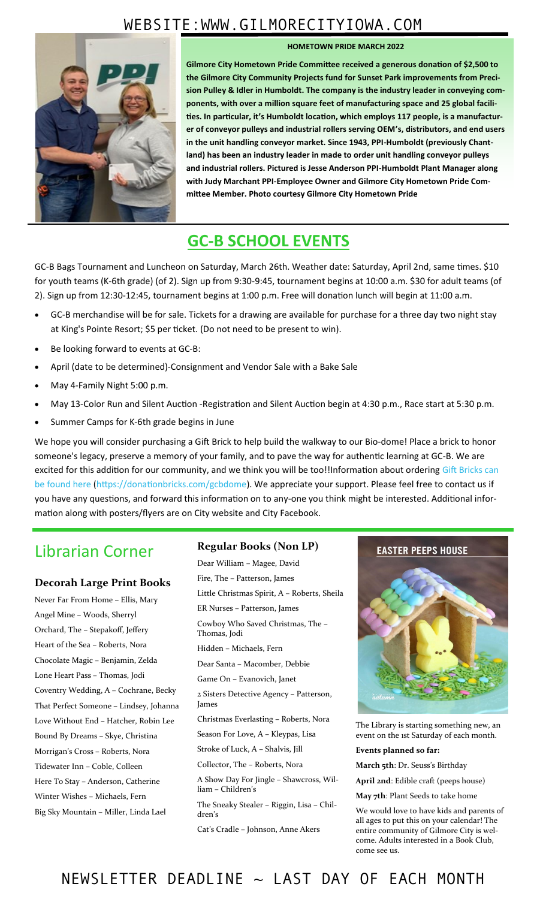WEBSITE:WWW.GILMORECITYIOWA.COM

**HOMETOWN PRIDE MARCH 2022**

**Gilmore City Hometown Pride Committee received a generous donation of $2,500 to the Gilmore City Community Projects fund for Sunset Park improvements from Precision Pulley & Idler in Humboldt. The company is the industry leader in conveying components, with over a million square feet of manufacturing space and 25 global facilities. In particular, it's Humboldt location, which employs 117 people, is a manufacturer of conveyor pulleys and industrial rollers serving OEM's, distributors, and end users in the unit handling conveyor market. Since 1943, PPI-Humboldt (previously Chantland) has been an industry leader in made to order unit handling conveyor pulleys and industrial rollers. Pictured is Jesse Anderson PPI-Humboldt Plant Manager along with Judy Marchant PPI-Employee Owner and Gilmore City Hometown Pride Committee Member. Photo courtesy Gilmore City Hometown Pride**

## GC-B SCHOOL EVENTS

GC-B Bags Tournament and Luncheon on Saturday, March 26th. Weather date: Saturday, April 2nd, same times. $10 for youth teams (K-6th grade) (of 2). Sign up from 9:30-9:45, tournament begins at 10:00 a.m. $30 for adult teams (of 2). Sign up from 12:30-12:45, tournament begins at 1:00 p.m. Free will donation lunch will begin at 11:00 a.m.

- GC-B merchandise will be for sale. Tickets for a drawing are available for purchase for a three day two night stay at King's Pointe Resort; $5 per ticket. (Do not need to be present to win).
- Be looking forward to events at GC-B:
- April (date to be determined)-Consignment and Vendor Sale with a Bake Sale
- May 4-Family Night 5:00 p.m.
- May 13-Color Run and Silent Auction -Registration and Silent Auction begin at 4:30 p.m., Race start at 5:30 p.m.
- Summer Camps for K-6th grade begins in June

We hope you will consider purchasing a Gift Brick to help build the walkway to our Bio-dome! Place a brick to honor someone's legacy, preserve a memory of your family, and to pave the way for authentic learning at GC-B. We are excited for this addition for our community, and we think you will be too!!Information about ordering Gift Bricks can be found here (https://donationbricks.com/gcbdome). We appreciate your support. Please feel free to contact us if you have any questions, and forward this information on to any-one you think might be interested. Additional information along with posters/flyers are on City website and City Facebook.

## Librarian Corner

### Decorah Large Print Books

Never Far From Home – Ellis, Mary
Angel Mine – Woods, Sherryl
Orchard, The – Stepakoff, Jeffery
Heart of the Sea – Roberts, Nora
Chocolate Magic – Benjamin, Zelda
Lone Heart Pass – Thomas, Jodi
Coventry Wedding, A – Cochrane, Becky
That Perfect Someone – Lindsey, Johanna
Love Without End – Hatcher, Robin Lee
Bound By Dreams – Skye, Christina
Morrigan's Cross – Roberts, Nora
Tidewater Inn – Coble, Colleen
Here To Stay – Anderson, Catherine
Winter Wishes – Michaels, Fern
Big Sky Mountain – Miller, Linda Lael

### Regular Books (Non LP)

Dear William – Magee, David
Fire, The – Patterson, James
Little Christmas Spirit, A – Roberts, Sheila
ER Nurses – Patterson, James
Cowboy Who Saved Christmas, The – Thomas, Jodi
Hidden – Michaels, Fern
Dear Santa – Macomber, Debbie
Game On – Evanovich, Janet
2 Sisters Detective Agency – Patterson, James
Christmas Everlasting – Roberts, Nora
Season For Love, A – Kleypas, Lisa
Stroke of Luck, A – Shalvis, Jill
Collector, The – Roberts, Nora
A Show Day For Jingle – Shawcross, William – Children's
The Sneaky Stealer – Riggin, Lisa – Children's
Cat's Cradle – Johnson, Anne Akers

EASTER PEEPS HOUSE

The Library is starting something new, an event on the 1st Saturday of each month.

**Events planned so far:**

**March 5th**: Dr. Seuss's Birthday

**April 2nd**: Edible craft (peeps house)

**May 7th**: Plant Seeds to take home

We would love to have kids and parents of all ages to put this on your calendar! The entire community of Gilmore City is welcome. Adults interested in a Book Club, come see us.

NEWSLETTER DEADLINE ~ LAST DAY OF EACH MONTH